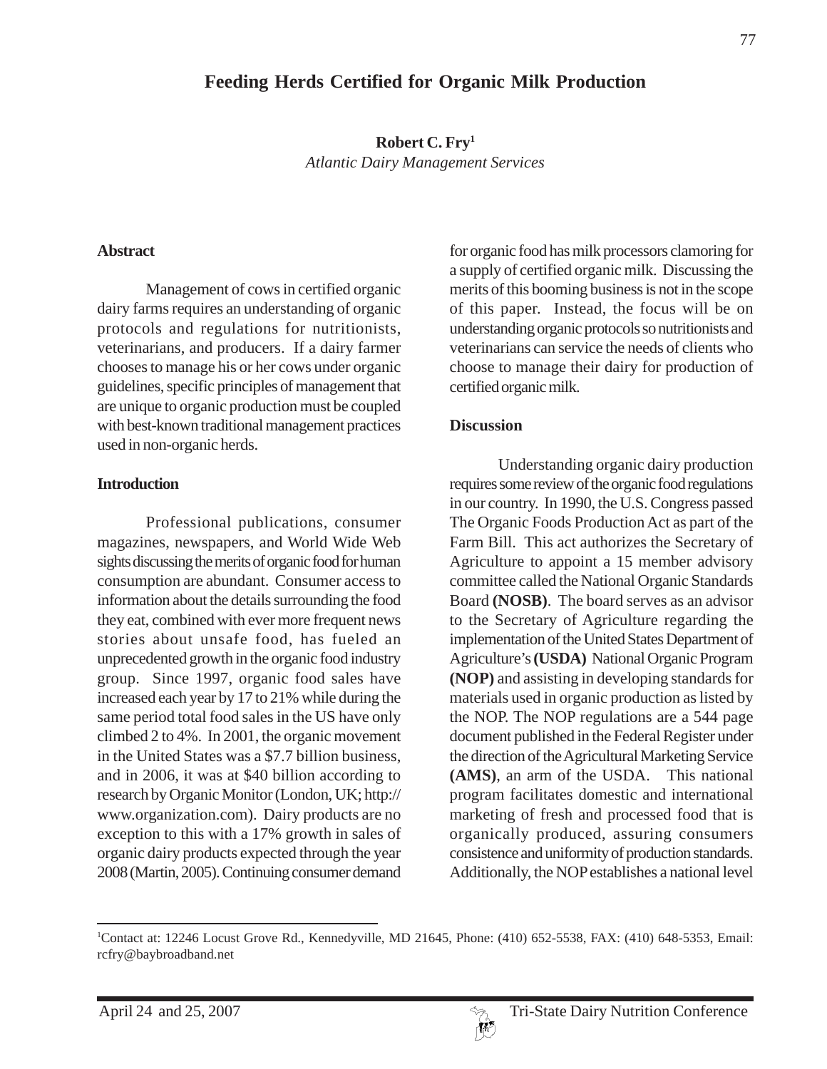# Feeding Herds Certified for Organic Milk Production

**Robert C. Fry**[1]
*Atlantic Dairy Management Services*

## Abstract

Management of cows in certified organic dairy farms requires an understanding of organic protocols and regulations for nutritionists, veterinarians, and producers. If a dairy farmer chooses to manage his or her cows under organic guidelines, specific principles of management that are unique to organic production must be coupled with best-known traditional management practices used in non-organic herds.

## Introduction

Professional publications, consumer magazines, newspapers, and World Wide Web sights discussing the merits of organic food for human consumption are abundant. Consumer access to information about the details surrounding the food they eat, combined with ever more frequent news stories about unsafe food, has fueled an unprecedented growth in the organic food industry group. Since 1997, organic food sales have increased each year by 17 to 21% while during the same period total food sales in the US have only climbed 2 to 4%. In 2001, the organic movement in the United States was a $7.7 billion business, and in 2006, it was at $40 billion according to research by Organic Monitor (London, UK; http://www.organization.com). Dairy products are no exception to this with a 17% growth in sales of organic dairy products expected through the year 2008 (Martin, 2005). Continuing consumer demand for organic food has milk processors clamoring for a supply of certified organic milk. Discussing the merits of this booming business is not in the scope of this paper. Instead, the focus will be on understanding organic protocols so nutritionists and veterinarians can service the needs of clients who choose to manage their dairy for production of certified organic milk.

## Discussion

Understanding organic dairy production requires some review of the organic food regulations in our country. In 1990, the U.S. Congress passed The Organic Foods Production Act as part of the Farm Bill. This act authorizes the Secretary of Agriculture to appoint a 15 member advisory committee called the National Organic Standards Board **(NOSB)**. The board serves as an advisor to the Secretary of Agriculture regarding the implementation of the United States Department of Agriculture's **(USDA)** National Organic Program **(NOP)** and assisting in developing standards for materials used in organic production as listed by the NOP. The NOP regulations are a 544 page document published in the Federal Register under the direction of the Agricultural Marketing Service **(AMS)**, an arm of the USDA. This national program facilitates domestic and international marketing of fresh and processed food that is organically produced, assuring consumers consistence and uniformity of production standards. Additionally, the NOP establishes a national level

---

[1]Contact at: 12246 Locust Grove Rd., Kennedyville, MD 21645, Phone: (410) 652-5538, FAX: (410) 648-5353, Email: rcfry@baybroadband.net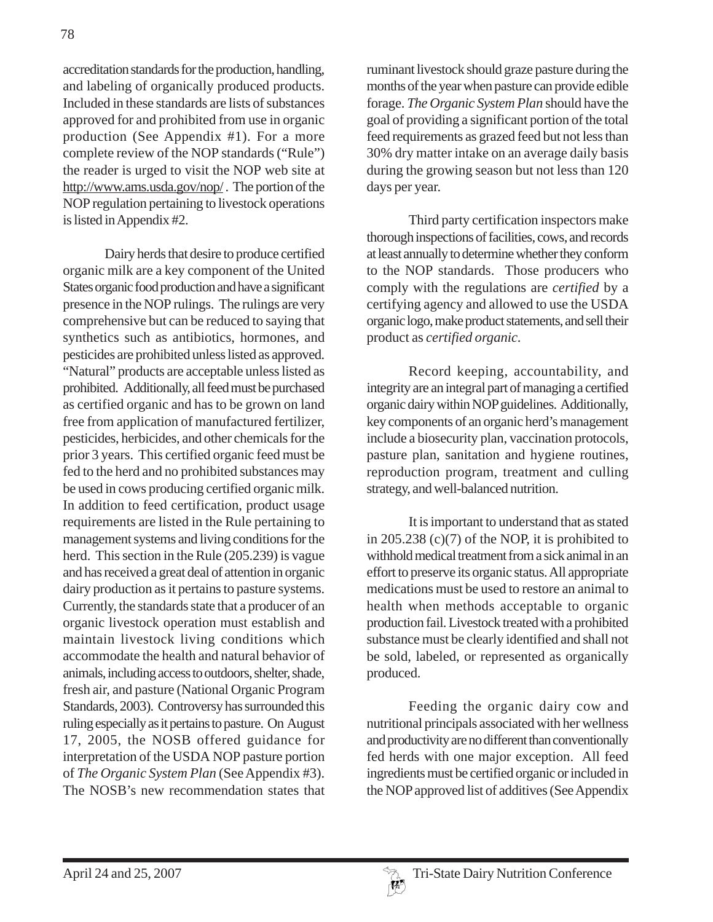accreditation standards for the production, handling, and labeling of organically produced products. Included in these standards are lists of substances approved for and prohibited from use in organic production (See Appendix #1). For a more complete review of the NOP standards ("Rule") the reader is urged to visit the NOP web site at http://www.ams.usda.gov/nop/ . The portion of the NOP regulation pertaining to livestock operations is listed in Appendix #2.

Dairy herds that desire to produce certified organic milk are a key component of the United States organic food production and have a significant presence in the NOP rulings. The rulings are very comprehensive but can be reduced to saying that synthetics such as antibiotics, hormones, and pesticides are prohibited unless listed as approved. "Natural" products are acceptable unless listed as prohibited. Additionally, all feed must be purchased as certified organic and has to be grown on land free from application of manufactured fertilizer, pesticides, herbicides, and other chemicals for the prior 3 years. This certified organic feed must be fed to the herd and no prohibited substances may be used in cows producing certified organic milk. In addition to feed certification, product usage requirements are listed in the Rule pertaining to management systems and living conditions for the herd. This section in the Rule (205.239) is vague and has received a great deal of attention in organic dairy production as it pertains to pasture systems. Currently, the standards state that a producer of an organic livestock operation must establish and maintain livestock living conditions which accommodate the health and natural behavior of animals, including access to outdoors, shelter, shade, fresh air, and pasture (National Organic Program Standards, 2003). Controversy has surrounded this ruling especially as it pertains to pasture. On August 17, 2005, the NOSB offered guidance for interpretation of the USDA NOP pasture portion of *The Organic System Plan* (See Appendix #3). The NOSB's new recommendation states that ruminant livestock should graze pasture during the months of the year when pasture can provide edible forage. *The Organic System Plan* should have the goal of providing a significant portion of the total feed requirements as grazed feed but not less than 30% dry matter intake on an average daily basis during the growing season but not less than 120 days per year.

Third party certification inspectors make thorough inspections of facilities, cows, and records at least annually to determine whether they conform to the NOP standards. Those producers who comply with the regulations are *certified* by a certifying agency and allowed to use the USDA organic logo, make product statements, and sell their product as *certified organic*.

Record keeping, accountability, and integrity are an integral part of managing a certified organic dairy within NOP guidelines. Additionally, key components of an organic herd's management include a biosecurity plan, vaccination protocols, pasture plan, sanitation and hygiene routines, reproduction program, treatment and culling strategy, and well-balanced nutrition.

It is important to understand that as stated in 205.238 (c)(7) of the NOP, it is prohibited to withhold medical treatment from a sick animal in an effort to preserve its organic status. All appropriate medications must be used to restore an animal to health when methods acceptable to organic production fail. Livestock treated with a prohibited substance must be clearly identified and shall not be sold, labeled, or represented as organically produced.

Feeding the organic dairy cow and nutritional principals associated with her wellness and productivity are no different than conventionally fed herds with one major exception. All feed ingredients must be certified organic or included in the NOP approved list of additives (See Appendix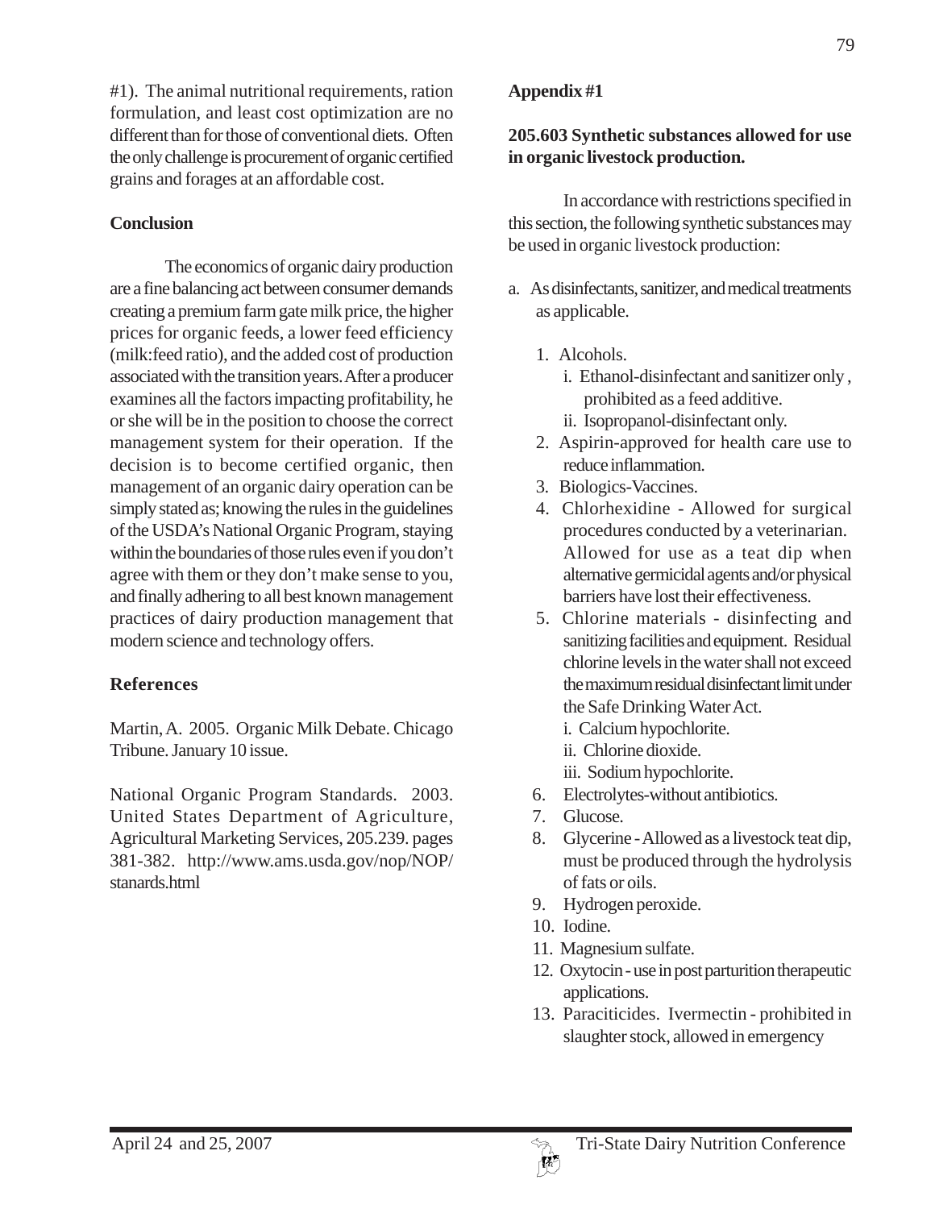#1). The animal nutritional requirements, ration formulation, and least cost optimization are no different than for those of conventional diets. Often the only challenge is procurement of organic certified grains and forages at an affordable cost.

## Conclusion

The economics of organic dairy production are a fine balancing act between consumer demands creating a premium farm gate milk price, the higher prices for organic feeds, a lower feed efficiency (milk:feed ratio), and the added cost of production associated with the transition years. After a producer examines all the factors impacting profitability, he or she will be in the position to choose the correct management system for their operation. If the decision is to become certified organic, then management of an organic dairy operation can be simply stated as; knowing the rules in the guidelines of the USDA's National Organic Program, staying within the boundaries of those rules even if you don't agree with them or they don't make sense to you, and finally adhering to all best known management practices of dairy production management that modern science and technology offers.

## References

Martin, A. 2005. Organic Milk Debate. Chicago Tribune. January 10 issue.

National Organic Program Standards. 2003. United States Department of Agriculture, Agricultural Marketing Services, 205.239. pages 381-382. http://www.ams.usda.gov/nop/NOP/stanards.html

## Appendix #1

### 205.603 Synthetic substances allowed for use in organic livestock production.

In accordance with restrictions specified in this section, the following synthetic substances may be used in organic livestock production:

a. As disinfectants, sanitizer, and medical treatments as applicable.

1. Alcohols.
   i. Ethanol-disinfectant and sanitizer only , prohibited as a feed additive.
   ii. Isopropanol-disinfectant only.
2. Aspirin-approved for health care use to reduce inflammation.
3. Biologics-Vaccines.
4. Chlorhexidine - Allowed for surgical procedures conducted by a veterinarian. Allowed for use as a teat dip when alternative germicidal agents and/or physical barriers have lost their effectiveness.
5. Chlorine materials - disinfecting and sanitizing facilities and equipment. Residual chlorine levels in the water shall not exceed the maximum residual disinfectant limit under the Safe Drinking Water Act.
   i. Calcium hypochlorite.
   ii. Chlorine dioxide.
   iii. Sodium hypochlorite.
6. Electrolytes-without antibiotics.
7. Glucose.
8. Glycerine - Allowed as a livestock teat dip, must be produced through the hydrolysis of fats or oils.
9. Hydrogen peroxide.
10. Iodine.
11. Magnesium sulfate.
12. Oxytocin - use in post parturition therapeutic applications.
13. Paraciticides. Ivermectin - prohibited in slaughter stock, allowed in emergency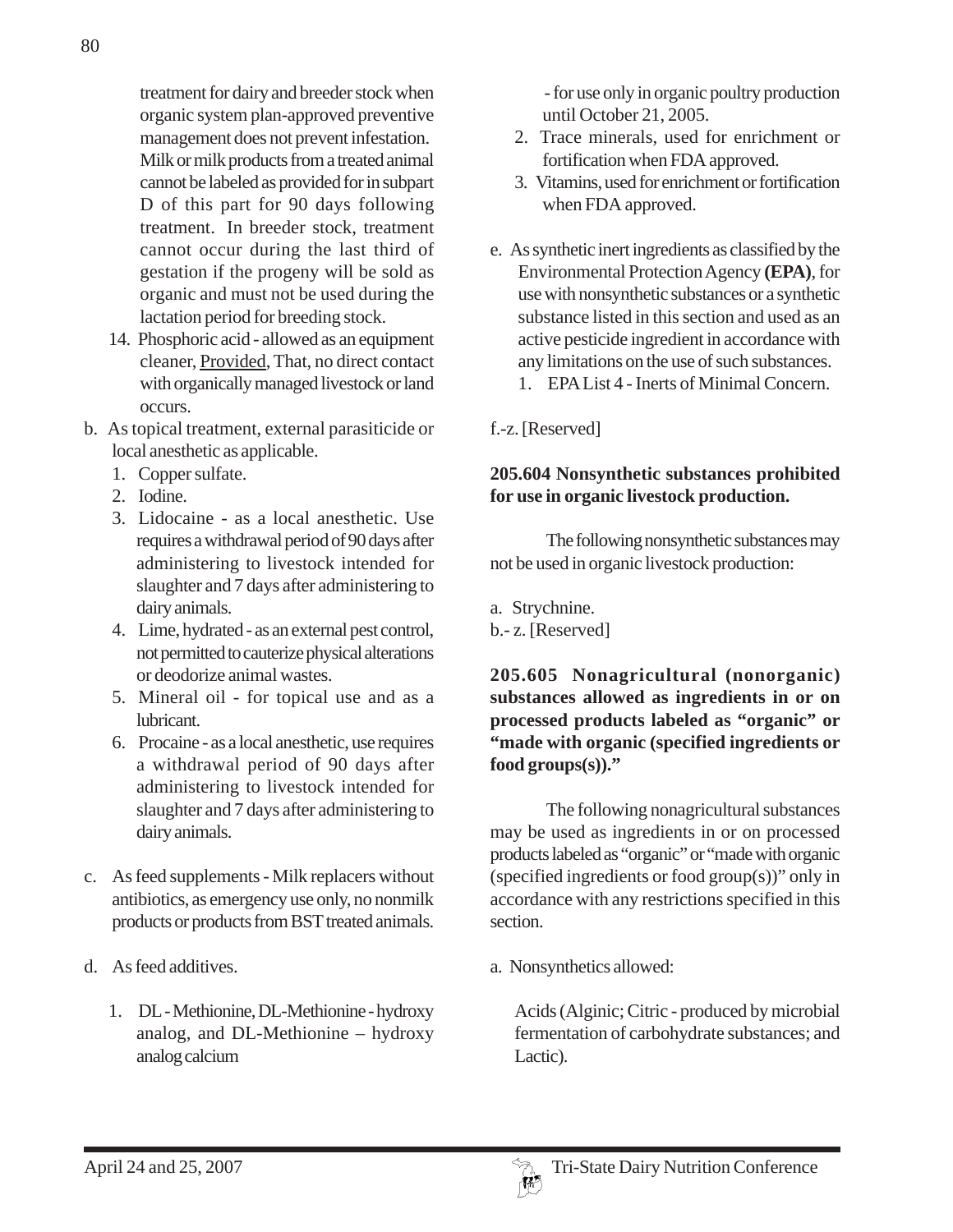treatment for dairy and breeder stock when organic system plan-approved preventive management does not prevent infestation. Milk or milk products from a treated animal cannot be labeled as provided for in subpart D of this part for 90 days following treatment. In breeder stock, treatment cannot occur during the last third of gestation if the progeny will be sold as organic and must not be used during the lactation period for breeding stock.

14. Phosphoric acid - allowed as an equipment cleaner, Provided, That, no direct contact with organically managed livestock or land occurs.

b. As topical treatment, external parasiticide or local anesthetic as applicable.
   1. Copper sulfate.
   2. Iodine.
   3. Lidocaine - as a local anesthetic. Use requires a withdrawal period of 90 days after administering to livestock intended for slaughter and 7 days after administering to dairy animals.
   4. Lime, hydrated - as an external pest control, not permitted to cauterize physical alterations or deodorize animal wastes.
   5. Mineral oil - for topical use and as a lubricant.
   6. Procaine - as a local anesthetic, use requires a withdrawal period of 90 days after administering to livestock intended for slaughter and 7 days after administering to dairy animals.

c. As feed supplements - Milk replacers without antibiotics, as emergency use only, no nonmilk products or products from BST treated animals.

d. As feed additives.
   1. DL - Methionine, DL-Methionine - hydroxy analog, and DL-Methionine – hydroxy analog calcium - for use only in organic poultry production until October 21, 2005.
   2. Trace minerals, used for enrichment or fortification when FDA approved.
   3. Vitamins, used for enrichment or fortification when FDA approved.

e. As synthetic inert ingredients as classified by the Environmental Protection Agency **(EPA)**, for use with nonsynthetic substances or a synthetic substance listed in this section and used as an active pesticide ingredient in accordance with any limitations on the use of such substances.
   1. EPA List 4 - Inerts of Minimal Concern.

f.-z. [Reserved]

**205.604 Nonsynthetic substances prohibited for use in organic livestock production.**

The following nonsynthetic substances may not be used in organic livestock production:

a. Strychnine.
b.- z. [Reserved]

**205.605 Nonagricultural (nonorganic) substances allowed as ingredients in or on processed products labeled as "organic" or "made with organic (specified ingredients or food groups(s))."**

The following nonagricultural substances may be used as ingredients in or on processed products labeled as "organic" or "made with organic (specified ingredients or food group(s))" only in accordance with any restrictions specified in this section.

a. Nonsynthetics allowed:

Acids (Alginic; Citric - produced by microbial fermentation of carbohydrate substances; and Lactic).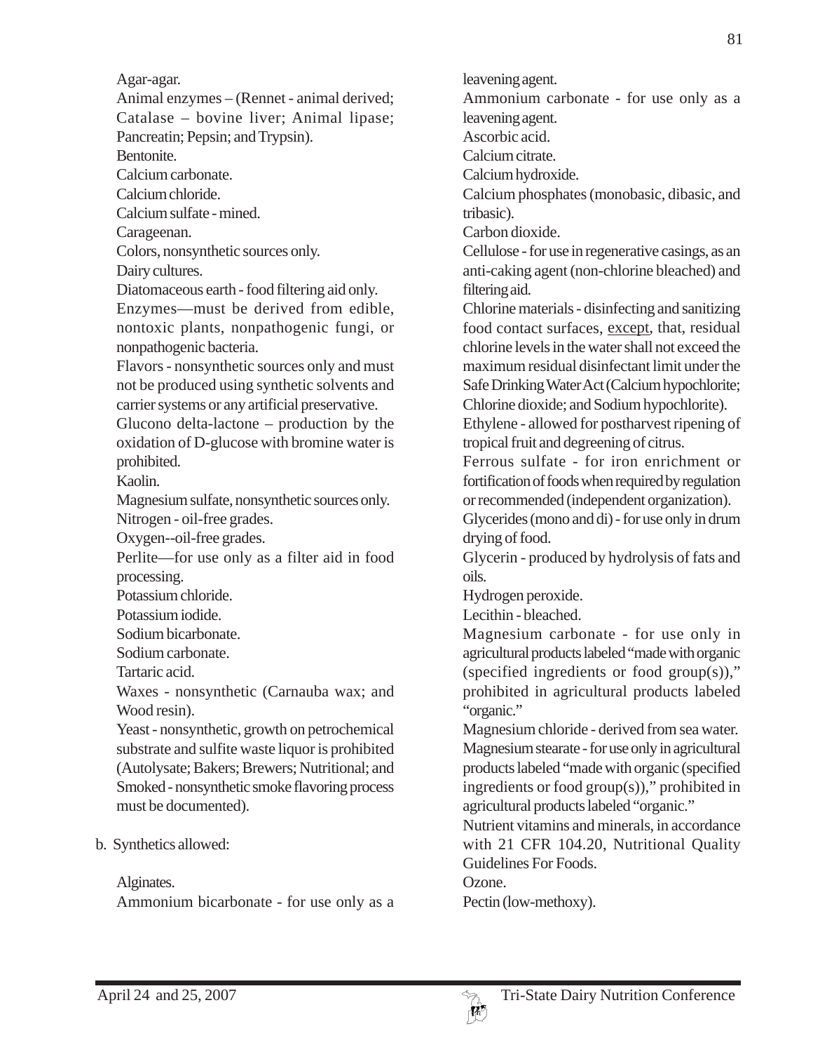Agar-agar.

Animal enzymes – (Rennet - animal derived; Catalase – bovine liver; Animal lipase; Pancreatin; Pepsin; and Trypsin).

Bentonite.

Calcium carbonate.

Calcium chloride.

Calcium sulfate - mined.

Carageenan.

Colors, nonsynthetic sources only.

Dairy cultures.

Diatomaceous earth - food filtering aid only.

Enzymes—must be derived from edible, nontoxic plants, nonpathogenic fungi, or nonpathogenic bacteria.

Flavors - nonsynthetic sources only and must not be produced using synthetic solvents and carrier systems or any artificial preservative.

Glucono delta-lactone – production by the oxidation of D-glucose with bromine water is prohibited.

Kaolin.

Magnesium sulfate, nonsynthetic sources only.

Nitrogen - oil-free grades.

Oxygen--oil-free grades.

Perlite—for use only as a filter aid in food processing.

Potassium chloride.

Potassium iodide.

Sodium bicarbonate.

Sodium carbonate.

Tartaric acid.

Waxes - nonsynthetic (Carnauba wax; and Wood resin).

Yeast - nonsynthetic, growth on petrochemical substrate and sulfite waste liquor is prohibited (Autolysate; Bakers; Brewers; Nutritional; and Smoked - nonsynthetic smoke flavoring process must be documented).

b. Synthetics allowed:

Alginates.

Ammonium bicarbonate - for use only as a leavening agent.

Ammonium carbonate - for use only as a leavening agent.

Ascorbic acid.

Calcium citrate.

Calcium hydroxide.

Calcium phosphates (monobasic, dibasic, and tribasic).

Carbon dioxide.

Cellulose - for use in regenerative casings, as an anti-caking agent (non-chlorine bleached) and filtering aid.

Chlorine materials - disinfecting and sanitizing food contact surfaces, <u>except</u>, that, residual chlorine levels in the water shall not exceed the maximum residual disinfectant limit under the Safe Drinking Water Act (Calcium hypochlorite; Chlorine dioxide; and Sodium hypochlorite).

Ethylene - allowed for postharvest ripening of tropical fruit and degreening of citrus.

Ferrous sulfate - for iron enrichment or fortification of foods when required by regulation or recommended (independent organization).

Glycerides (mono and di) - for use only in drum drying of food.

Glycerin - produced by hydrolysis of fats and oils.

Hydrogen peroxide.

Lecithin - bleached.

Magnesium carbonate - for use only in agricultural products labeled "made with organic (specified ingredients or food group(s))," prohibited in agricultural products labeled "organic."

Magnesium chloride - derived from sea water.

Magnesium stearate - for use only in agricultural products labeled "made with organic (specified ingredients or food group(s))," prohibited in agricultural products labeled "organic."

Nutrient vitamins and minerals, in accordance with 21 CFR 104.20, Nutritional Quality Guidelines For Foods.

Ozone.

Pectin (low-methoxy).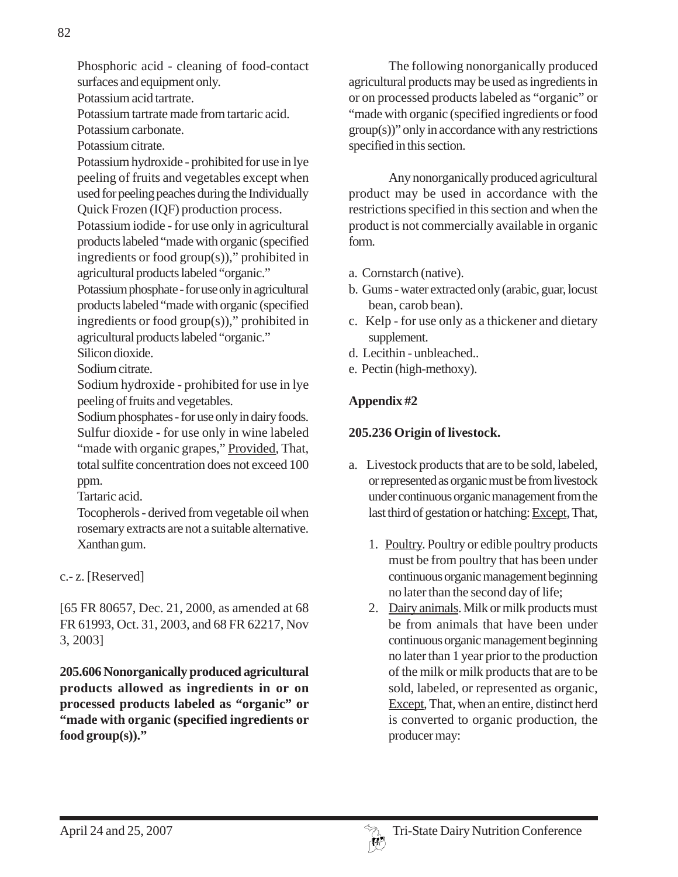Phosphoric acid - cleaning of food-contact surfaces and equipment only.

Potassium acid tartrate.

Potassium tartrate made from tartaric acid.

Potassium carbonate.

Potassium citrate.

Potassium hydroxide - prohibited for use in lye peeling of fruits and vegetables except when used for peeling peaches during the Individually Quick Frozen (IQF) production process.

Potassium iodide - for use only in agricultural products labeled "made with organic (specified ingredients or food group(s))," prohibited in agricultural products labeled "organic."

Potassium phosphate - for use only in agricultural products labeled "made with organic (specified ingredients or food group(s))," prohibited in agricultural products labeled "organic."

Silicon dioxide.

Sodium citrate.

Sodium hydroxide - prohibited for use in lye peeling of fruits and vegetables.

Sodium phosphates - for use only in dairy foods.

Sulfur dioxide - for use only in wine labeled "made with organic grapes," Provided, That, total sulfite concentration does not exceed 100 ppm.

Tartaric acid.

Tocopherols - derived from vegetable oil when rosemary extracts are not a suitable alternative.

Xanthan gum.

c.- z. [Reserved]

[65 FR 80657, Dec. 21, 2000, as amended at 68 FR 61993, Oct. 31, 2003, and 68 FR 62217, Nov 3, 2003]

**205.606 Nonorganically produced agricultural products allowed as ingredients in or on processed products labeled as "organic" or "made with organic (specified ingredients or food group(s))."**

The following nonorganically produced agricultural products may be used as ingredients in or on processed products labeled as "organic" or "made with organic (specified ingredients or food group(s))" only in accordance with any restrictions specified in this section.

Any nonorganically produced agricultural product may be used in accordance with the restrictions specified in this section and when the product is not commercially available in organic form.

a. Cornstarch (native).
b. Gums - water extracted only (arabic, guar, locust bean, carob bean).
c. Kelp - for use only as a thickener and dietary supplement.
d. Lecithin - unbleached..
e. Pectin (high-methoxy).

**Appendix #2**

**205.236 Origin of livestock.**

a. Livestock products that are to be sold, labeled, or represented as organic must be from livestock under continuous organic management from the last third of gestation or hatching: Except, That,

   1. Poultry. Poultry or edible poultry products must be from poultry that has been under continuous organic management beginning no later than the second day of life;
   2. Dairy animals. Milk or milk products must be from animals that have been under continuous organic management beginning no later than 1 year prior to the production of the milk or milk products that are to be sold, labeled, or represented as organic, Except, That, when an entire, distinct herd is converted to organic production, the producer may: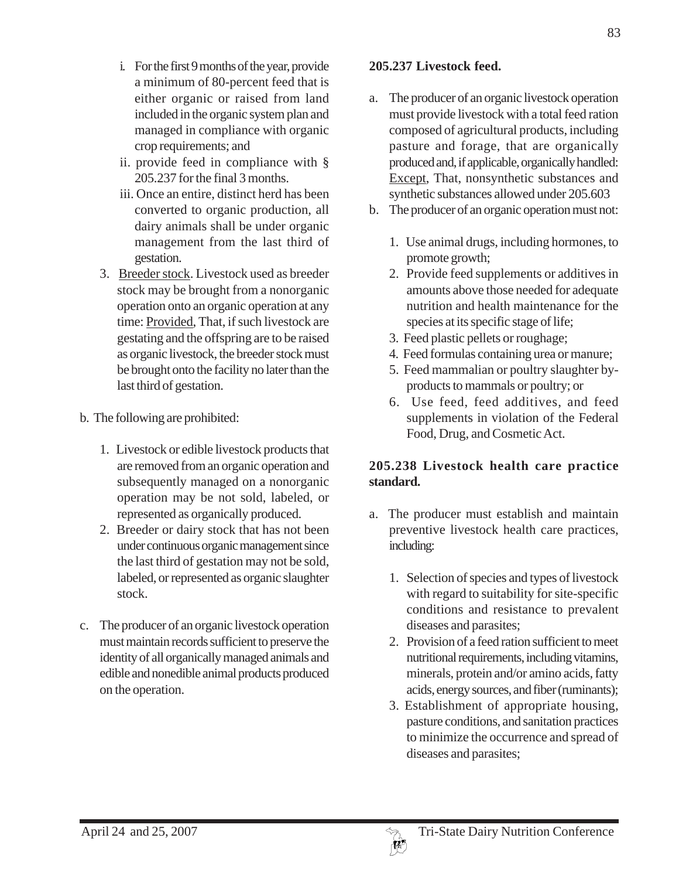i. For the first 9 months of the year, provide a minimum of 80-percent feed that is either organic or raised from land included in the organic system plan and managed in compliance with organic crop requirements; and

ii. provide feed in compliance with § 205.237 for the final 3 months.

iii. Once an entire, distinct herd has been converted to organic production, all dairy animals shall be under organic management from the last third of gestation.

3. Breeder stock. Livestock used as breeder stock may be brought from a nonorganic operation onto an organic operation at any time: Provided, That, if such livestock are gestating and the offspring are to be raised as organic livestock, the breeder stock must be brought onto the facility no later than the last third of gestation.

b. The following are prohibited:

1. Livestock or edible livestock products that are removed from an organic operation and subsequently managed on a nonorganic operation may be not sold, labeled, or represented as organically produced.
2. Breeder or dairy stock that has not been under continuous organic management since the last third of gestation may not be sold, labeled, or represented as organic slaughter stock.

c. The producer of an organic livestock operation must maintain records sufficient to preserve the identity of all organically managed animals and edible and nonedible animal products produced on the operation.

**205.237 Livestock feed.**

a. The producer of an organic livestock operation must provide livestock with a total feed ration composed of agricultural products, including pasture and forage, that are organically produced and, if applicable, organically handled: Except, That, nonsynthetic substances and synthetic substances allowed under 205.603

b. The producer of an organic operation must not:

1. Use animal drugs, including hormones, to promote growth;
2. Provide feed supplements or additives in amounts above those needed for adequate nutrition and health maintenance for the species at its specific stage of life;
3. Feed plastic pellets or roughage;
4. Feed formulas containing urea or manure;
5. Feed mammalian or poultry slaughter by-products to mammals or poultry; or
6. Use feed, feed additives, and feed supplements in violation of the Federal Food, Drug, and Cosmetic Act.

**205.238 Livestock health care practice standard.**

a. The producer must establish and maintain preventive livestock health care practices, including:

1. Selection of species and types of livestock with regard to suitability for site-specific conditions and resistance to prevalent diseases and parasites;
2. Provision of a feed ration sufficient to meet nutritional requirements, including vitamins, minerals, protein and/or amino acids, fatty acids, energy sources, and fiber (ruminants);
3. Establishment of appropriate housing, pasture conditions, and sanitation practices to minimize the occurrence and spread of diseases and parasites;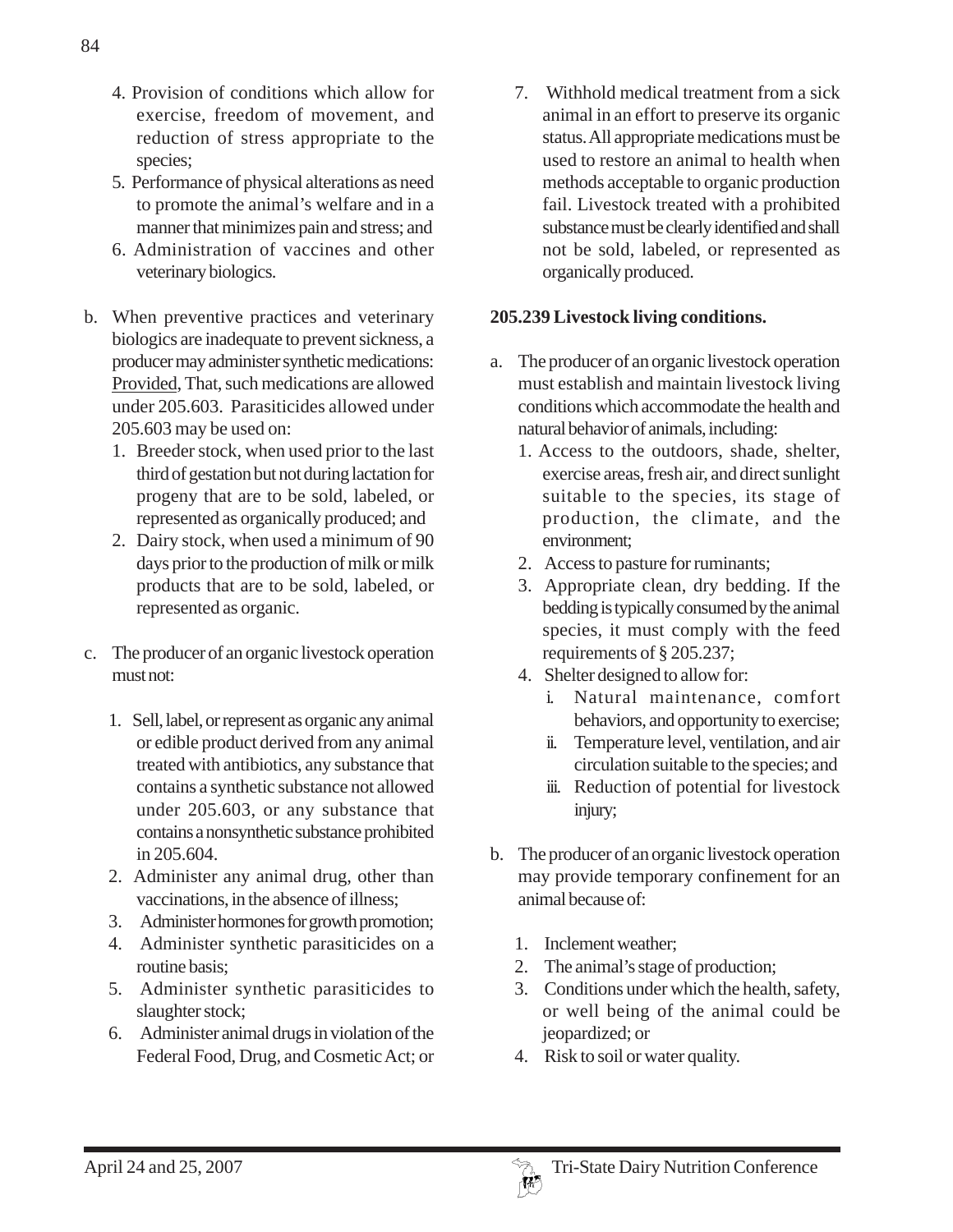4. Provision of conditions which allow for exercise, freedom of movement, and reduction of stress appropriate to the species;
5. Performance of physical alterations as need to promote the animal's welfare and in a manner that minimizes pain and stress; and
6. Administration of vaccines and other veterinary biologics.

b. When preventive practices and veterinary biologics are inadequate to prevent sickness, a producer may administer synthetic medications: Provided, That, such medications are allowed under 205.603. Parasiticides allowed under 205.603 may be used on:
   1. Breeder stock, when used prior to the last third of gestation but not during lactation for progeny that are to be sold, labeled, or represented as organically produced; and
   2. Dairy stock, when used a minimum of 90 days prior to the production of milk or milk products that are to be sold, labeled, or represented as organic.

c. The producer of an organic livestock operation must not:
   1. Sell, label, or represent as organic any animal or edible product derived from any animal treated with antibiotics, any substance that contains a synthetic substance not allowed under 205.603, or any substance that contains a nonsynthetic substance prohibited in 205.604.
   2. Administer any animal drug, other than vaccinations, in the absence of illness;
   3. Administer hormones for growth promotion;
   4. Administer synthetic parasiticides on a routine basis;
   5. Administer synthetic parasiticides to slaughter stock;
   6. Administer animal drugs in violation of the Federal Food, Drug, and Cosmetic Act; or
   7. Withhold medical treatment from a sick animal in an effort to preserve its organic status. All appropriate medications must be used to restore an animal to health when methods acceptable to organic production fail. Livestock treated with a prohibited substance must be clearly identified and shall not be sold, labeled, or represented as organically produced.

**205.239 Livestock living conditions.**

a. The producer of an organic livestock operation must establish and maintain livestock living conditions which accommodate the health and natural behavior of animals, including:
   1. Access to the outdoors, shade, shelter, exercise areas, fresh air, and direct sunlight suitable to the species, its stage of production, the climate, and the environment;
   2. Access to pasture for ruminants;
   3. Appropriate clean, dry bedding. If the bedding is typically consumed by the animal species, it must comply with the feed requirements of § 205.237;
   4. Shelter designed to allow for:
      i. Natural maintenance, comfort behaviors, and opportunity to exercise;
      ii. Temperature level, ventilation, and air circulation suitable to the species; and
      iii. Reduction of potential for livestock injury;

b. The producer of an organic livestock operation may provide temporary confinement for an animal because of:
   1. Inclement weather;
   2. The animal's stage of production;
   3. Conditions under which the health, safety, or well being of the animal could be jeopardized; or
   4. Risk to soil or water quality.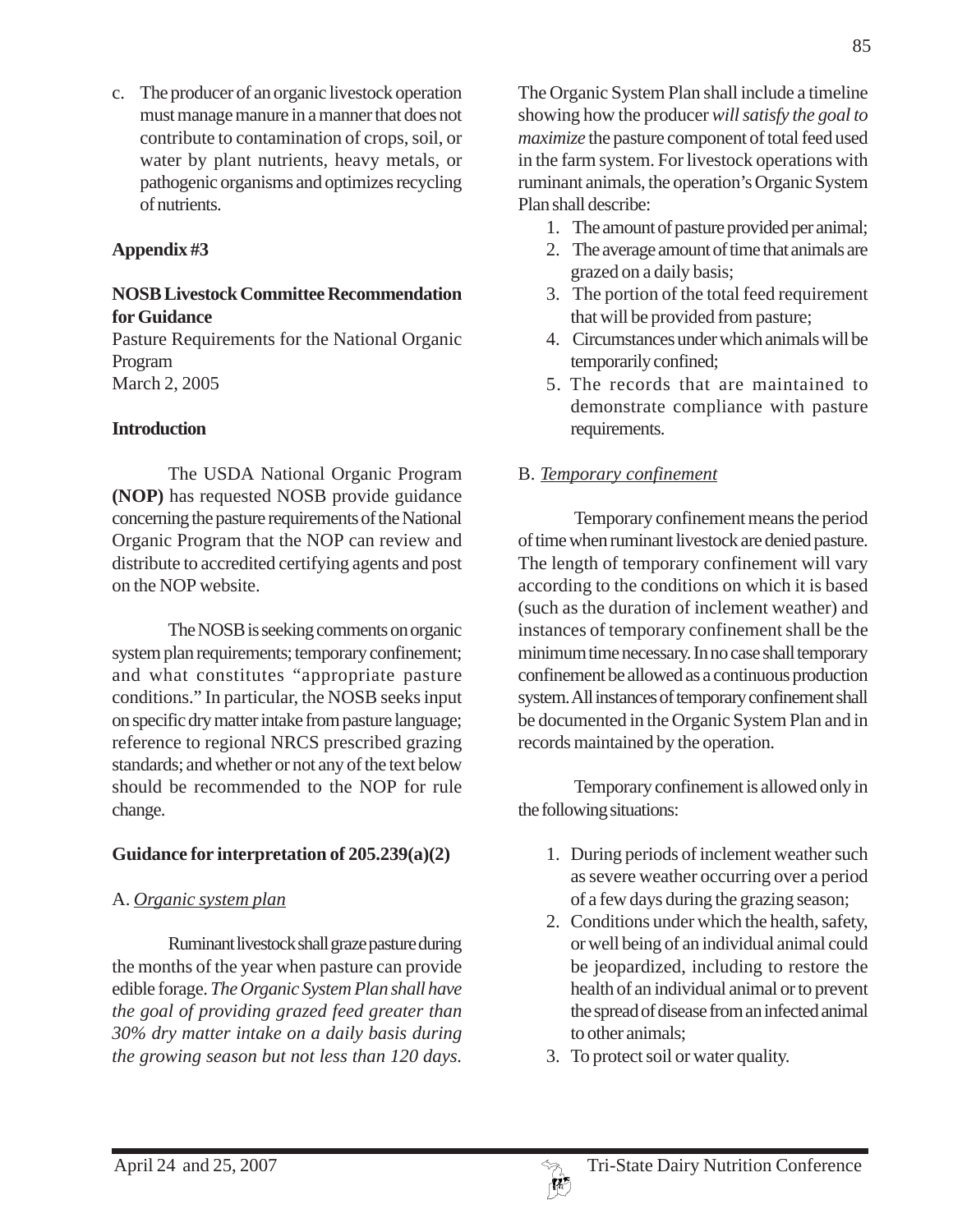c. The producer of an organic livestock operation must manage manure in a manner that does not contribute to contamination of crops, soil, or water by plant nutrients, heavy metals, or pathogenic organisms and optimizes recycling of nutrients.

## Appendix #3

### NOSB Livestock Committee Recommendation for Guidance

Pasture Requirements for the National Organic Program
March 2, 2005

### Introduction

The USDA National Organic Program **(NOP)** has requested NOSB provide guidance concerning the pasture requirements of the National Organic Program that the NOP can review and distribute to accredited certifying agents and post on the NOP website.

The NOSB is seeking comments on organic system plan requirements; temporary confinement; and what constitutes "appropriate pasture conditions." In particular, the NOSB seeks input on specific dry matter intake from pasture language; reference to regional NRCS prescribed grazing standards; and whether or not any of the text below should be recommended to the NOP for rule change.

### Guidance for interpretation of 205.239(a)(2)

A. *Organic system plan*

Ruminant livestock shall graze pasture during the months of the year when pasture can provide edible forage. *The Organic System Plan shall have the goal of providing grazed feed greater than 30% dry matter intake on a daily basis during the growing season but not less than 120 days.* The Organic System Plan shall include a timeline showing how the producer *will satisfy the goal to maximize* the pasture component of total feed used in the farm system. For livestock operations with ruminant animals, the operation's Organic System Plan shall describe:

1. The amount of pasture provided per animal;
2. The average amount of time that animals are grazed on a daily basis;
3. The portion of the total feed requirement that will be provided from pasture;
4. Circumstances under which animals will be temporarily confined;
5. The records that are maintained to demonstrate compliance with pasture requirements.

B. *Temporary confinement*

Temporary confinement means the period of time when ruminant livestock are denied pasture. The length of temporary confinement will vary according to the conditions on which it is based (such as the duration of inclement weather) and instances of temporary confinement shall be the minimum time necessary. In no case shall temporary confinement be allowed as a continuous production system. All instances of temporary confinement shall be documented in the Organic System Plan and in records maintained by the operation.

Temporary confinement is allowed only in the following situations:

1. During periods of inclement weather such as severe weather occurring over a period of a few days during the grazing season;
2. Conditions under which the health, safety, or well being of an individual animal could be jeopardized, including to restore the health of an individual animal or to prevent the spread of disease from an infected animal to other animals;
3. To protect soil or water quality.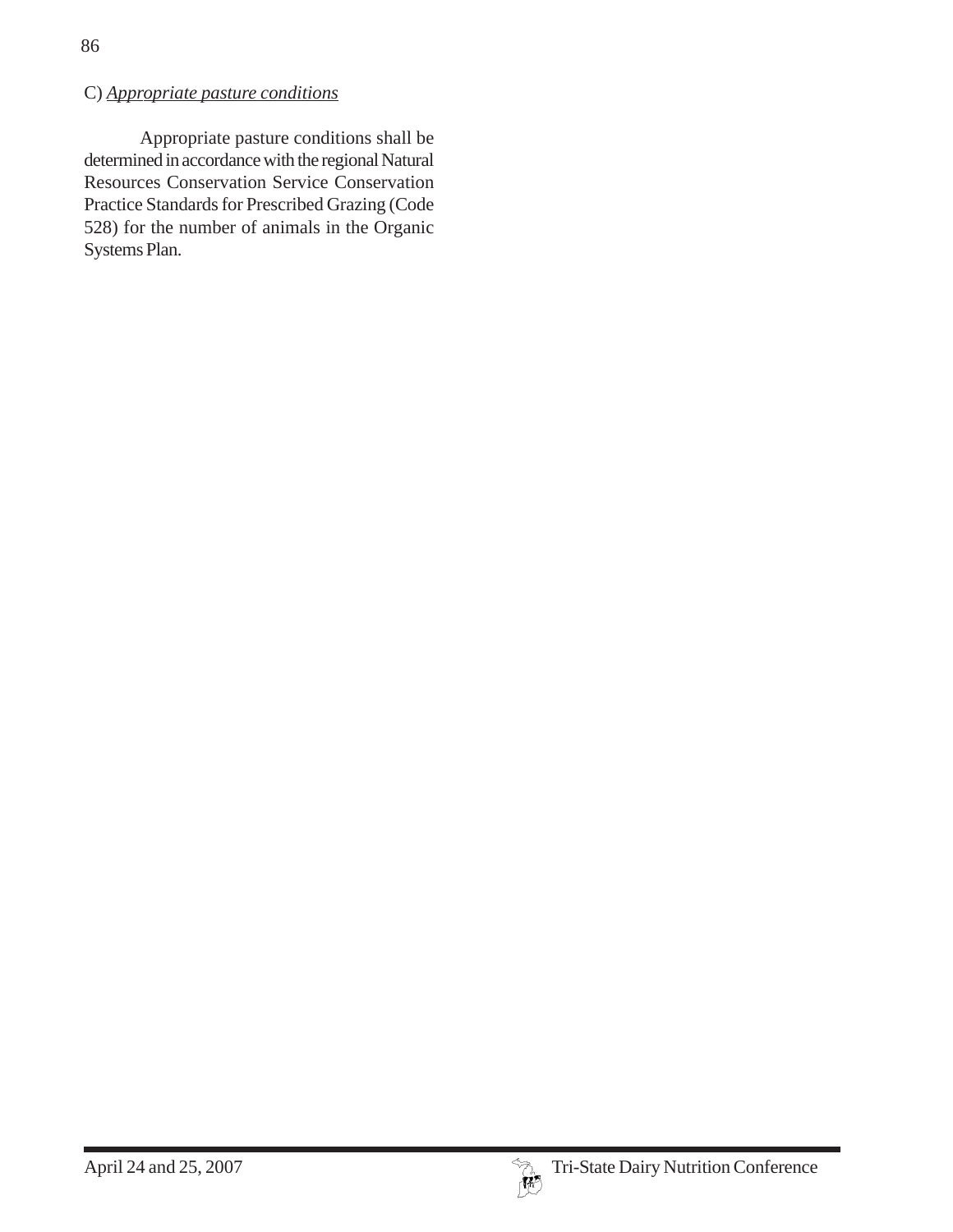C) *<u>Appropriate pasture conditions</u>*

Appropriate pasture conditions shall be determined in accordance with the regional Natural Resources Conservation Service Conservation Practice Standards for Prescribed Grazing (Code 528) for the number of animals in the Organic Systems Plan.